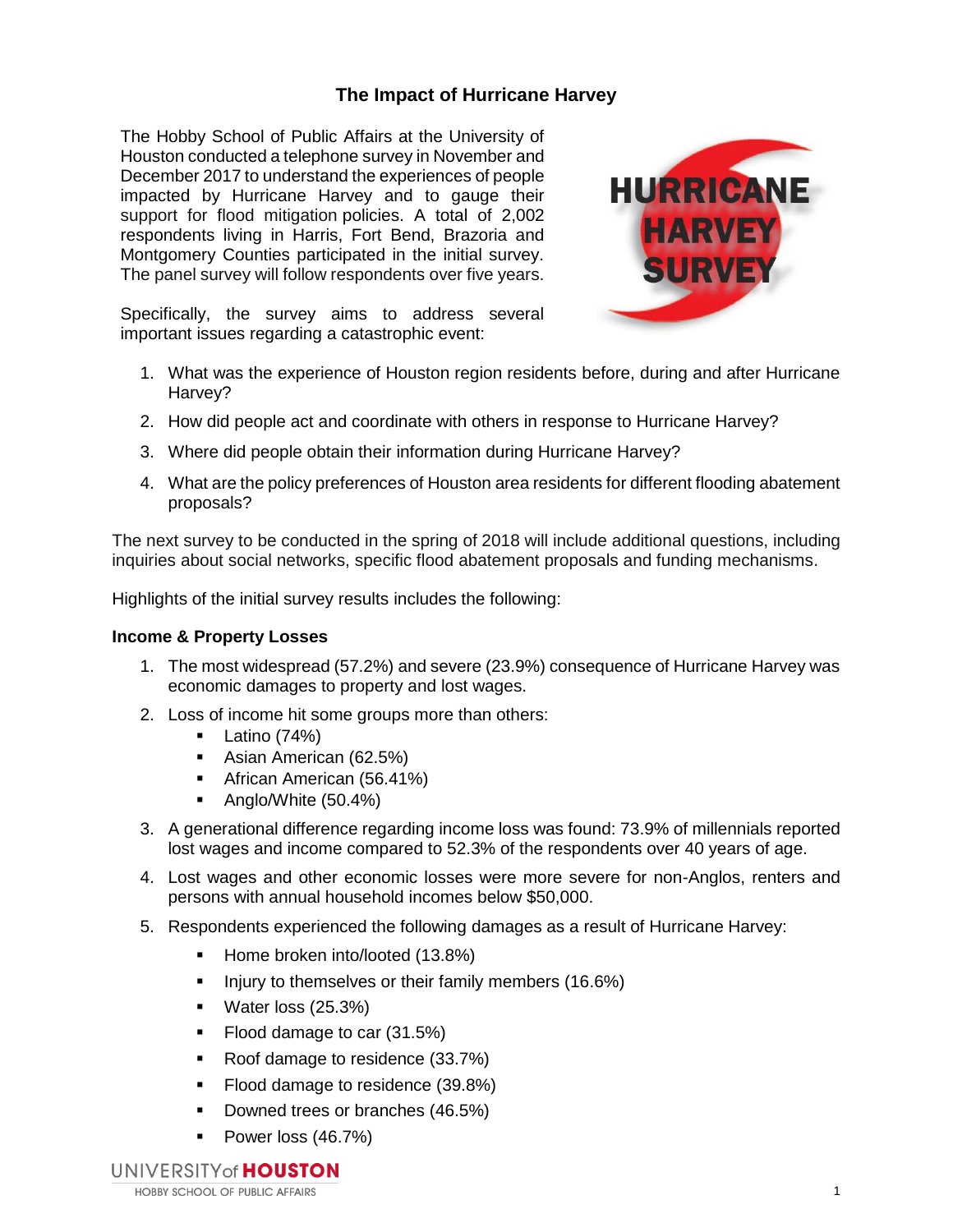# The Impact of Hurricane Harvey

The Hobby School of Public Affairs at the University of Houston conducted a telephone survey in November and December 2017 to understand the experiences of people impacted by Hurricane Harvey and to gauge their support for flood mitigation policies. A total of 2,002 respondents living in Harris, Fort Bend, Brazoria and Montgomery Counties participated in the initial survey. The panel survey will follow respondents over five years.

Specifically, the survey aims to address several important issues regarding a catastrophic event:

1. What was the experience of Houston region residents before, during and after Hurricane Harvey?
2. How did people act and coordinate with others in response to Hurricane Harvey?
3. Where did people obtain their information during Hurricane Harvey?
4. What are the policy preferences of Houston area residents for different flooding abatement proposals?

The next survey to be conducted in the spring of 2018 will include additional questions, including inquiries about social networks, specific flood abatement proposals and funding mechanisms.

Highlights of the initial survey results includes the following:

**Income & Property Losses**

1. The most widespread (57.2%) and severe (23.9%) consequence of Hurricane Harvey was economic damages to property and lost wages.
2. Loss of income hit some groups more than others:
   - Latino (74%)
   - Asian American (62.5%)
   - African American (56.41%)
   - Anglo/White (50.4%)
3. A generational difference regarding income loss was found: 73.9% of millennials reported lost wages and income compared to 52.3% of the respondents over 40 years of age.
4. Lost wages and other economic losses were more severe for non-Anglos, renters and persons with annual household incomes below $50,000.
5. Respondents experienced the following damages as a result of Hurricane Harvey:
   - Home broken into/looted (13.8%)
   - Injury to themselves or their family members (16.6%)
   - Water loss (25.3%)
   - Flood damage to car (31.5%)
   - Roof damage to residence (33.7%)
   - Flood damage to residence (39.8%)
   - Downed trees or branches (46.5%)
   - Power loss (46.7%)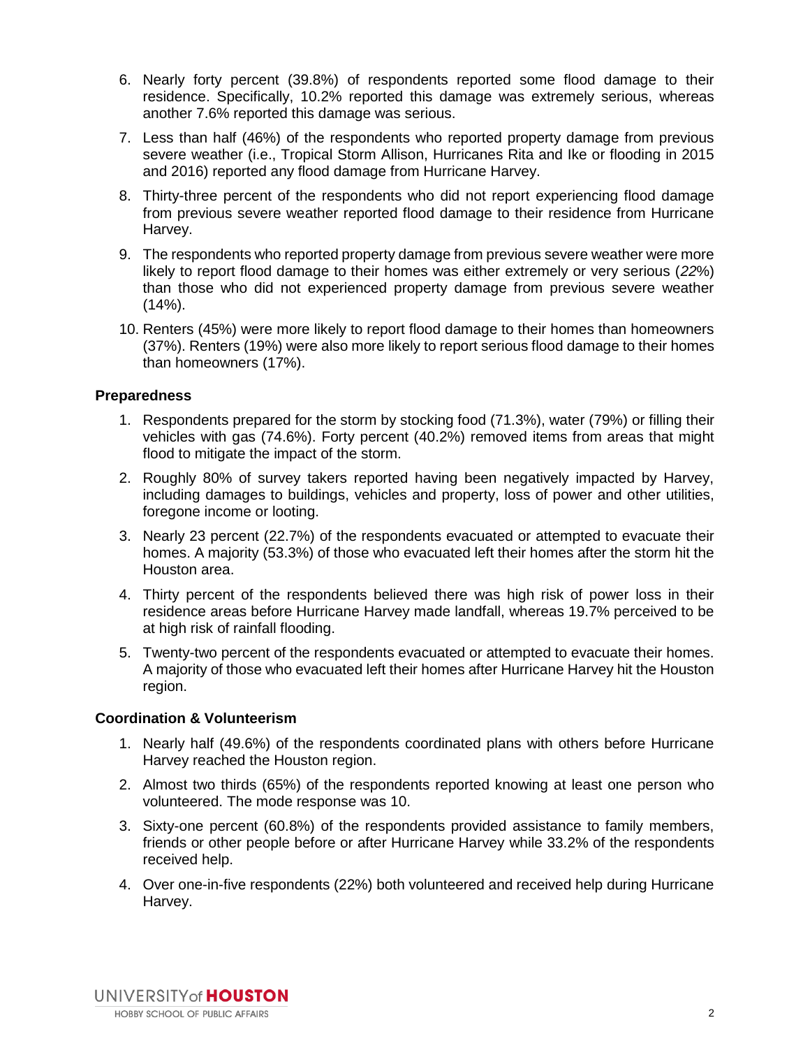6. Nearly forty percent (39.8%) of respondents reported some flood damage to their residence. Specifically, 10.2% reported this damage was extremely serious, whereas another 7.6% reported this damage was serious.
7. Less than half (46%) of the respondents who reported property damage from previous severe weather (i.e., Tropical Storm Allison, Hurricanes Rita and Ike or flooding in 2015 and 2016) reported any flood damage from Hurricane Harvey.
8. Thirty-three percent of the respondents who did not report experiencing flood damage from previous severe weather reported flood damage to their residence from Hurricane Harvey.
9. The respondents who reported property damage from previous severe weather were more likely to report flood damage to their homes was either extremely or very serious (*22*%) than those who did not experienced property damage from previous severe weather (14%).
10. Renters (45%) were more likely to report flood damage to their homes than homeowners (37%). Renters (19%) were also more likely to report serious flood damage to their homes than homeowners (17%).

**Preparedness**

1. Respondents prepared for the storm by stocking food (71.3%), water (79%) or filling their vehicles with gas (74.6%). Forty percent (40.2%) removed items from areas that might flood to mitigate the impact of the storm.
2. Roughly 80% of survey takers reported having been negatively impacted by Harvey, including damages to buildings, vehicles and property, loss of power and other utilities, foregone income or looting.
3. Nearly 23 percent (22.7%) of the respondents evacuated or attempted to evacuate their homes. A majority (53.3%) of those who evacuated left their homes after the storm hit the Houston area.
4. Thirty percent of the respondents believed there was high risk of power loss in their residence areas before Hurricane Harvey made landfall, whereas 19.7% perceived to be at high risk of rainfall flooding.
5. Twenty-two percent of the respondents evacuated or attempted to evacuate their homes. A majority of those who evacuated left their homes after Hurricane Harvey hit the Houston region.

**Coordination & Volunteerism**

1. Nearly half (49.6%) of the respondents coordinated plans with others before Hurricane Harvey reached the Houston region.
2. Almost two thirds (65%) of the respondents reported knowing at least one person who volunteered. The mode response was 10.
3. Sixty-one percent (60.8%) of the respondents provided assistance to family members, friends or other people before or after Hurricane Harvey while 33.2% of the respondents received help.
4. Over one-in-five respondents (22%) both volunteered and received help during Hurricane Harvey.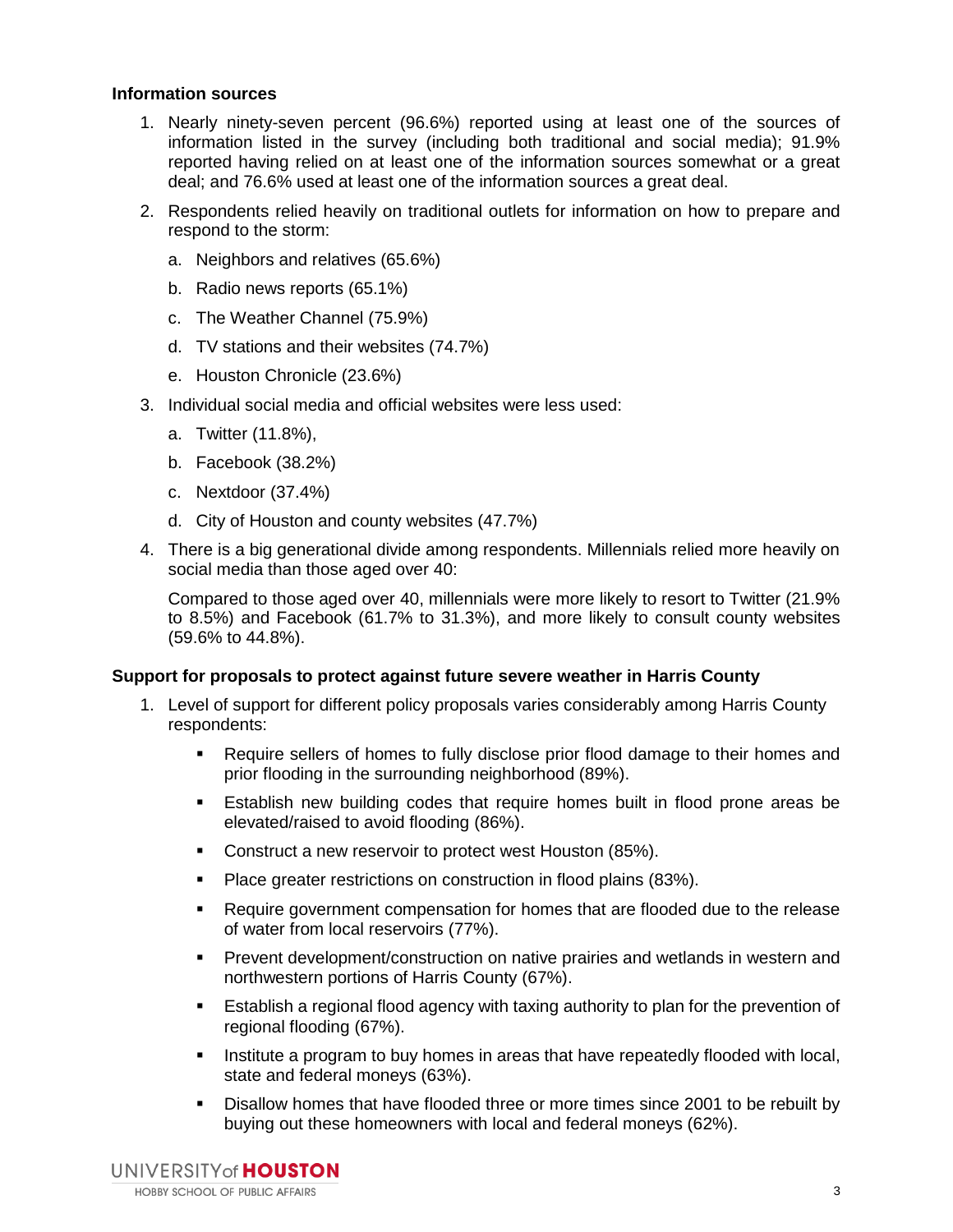**Information sources**

1. Nearly ninety-seven percent (96.6%) reported using at least one of the sources of information listed in the survey (including both traditional and social media); 91.9% reported having relied on at least one of the information sources somewhat or a great deal; and 76.6% used at least one of the information sources a great deal.
2. Respondents relied heavily on traditional outlets for information on how to prepare and respond to the storm:
   a. Neighbors and relatives (65.6%)
   b. Radio news reports (65.1%)
   c. The Weather Channel (75.9%)
   d. TV stations and their websites (74.7%)
   e. Houston Chronicle (23.6%)
3. Individual social media and official websites were less used:
   a. Twitter (11.8%),
   b. Facebook (38.2%)
   c. Nextdoor (37.4%)
   d. City of Houston and county websites (47.7%)
4. There is a big generational divide among respondents. Millennials relied more heavily on social media than those aged over 40:

   Compared to those aged over 40, millennials were more likely to resort to Twitter (21.9% to 8.5%) and Facebook (61.7% to 31.3%), and more likely to consult county websites (59.6% to 44.8%).

**Support for proposals to protect against future severe weather in Harris County**

1. Level of support for different policy proposals varies considerably among Harris County respondents:
   - Require sellers of homes to fully disclose prior flood damage to their homes and prior flooding in the surrounding neighborhood (89%).
   - Establish new building codes that require homes built in flood prone areas be elevated/raised to avoid flooding (86%).
   - Construct a new reservoir to protect west Houston (85%).
   - Place greater restrictions on construction in flood plains (83%).
   - Require government compensation for homes that are flooded due to the release of water from local reservoirs (77%).
   - Prevent development/construction on native prairies and wetlands in western and northwestern portions of Harris County (67%).
   - Establish a regional flood agency with taxing authority to plan for the prevention of regional flooding (67%).
   - Institute a program to buy homes in areas that have repeatedly flooded with local, state and federal moneys (63%).
   - Disallow homes that have flooded three or more times since 2001 to be rebuilt by buying out these homeowners with local and federal moneys (62%).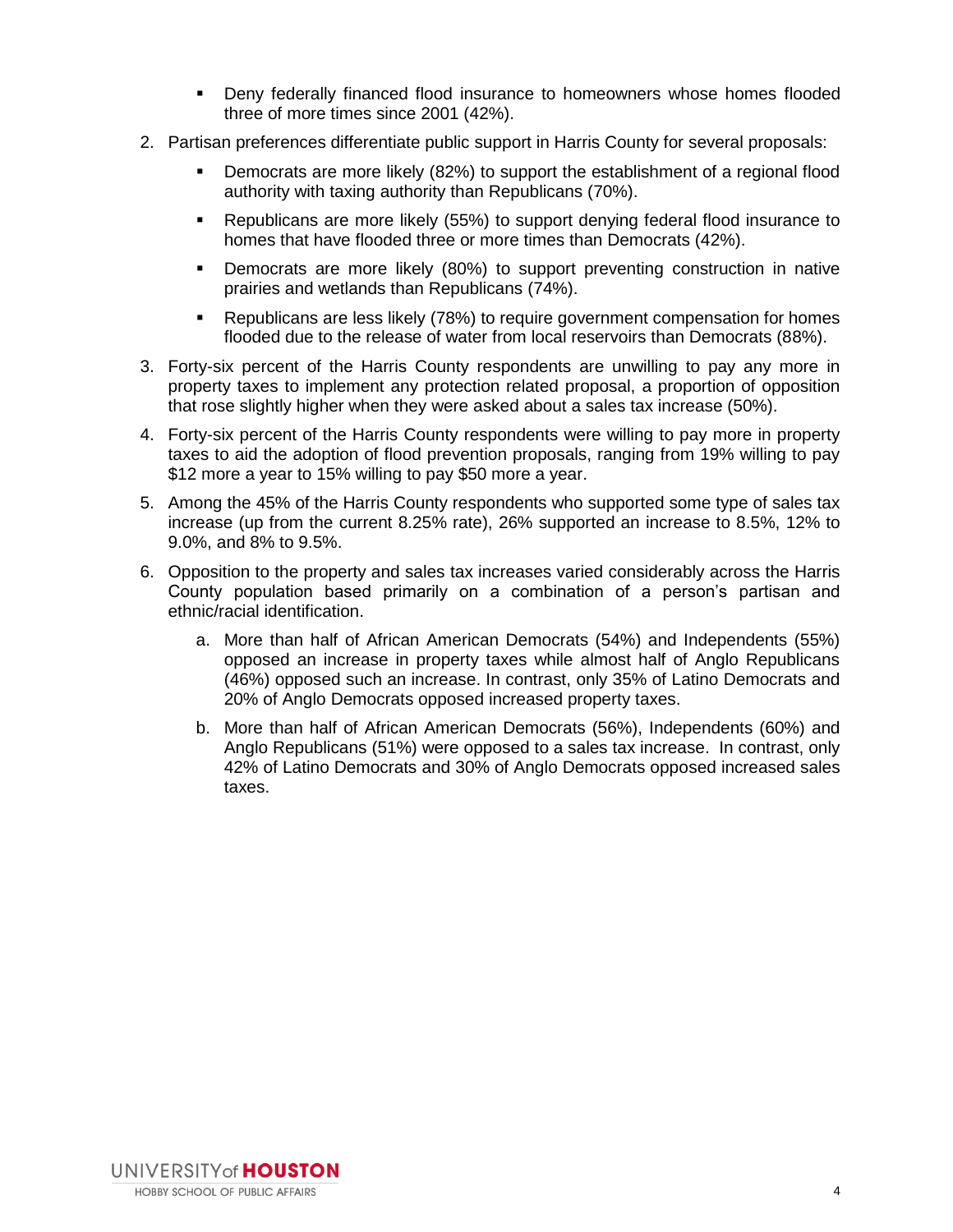- Deny federally financed flood insurance to homeowners whose homes flooded three of more times since 2001 (42%).

2. Partisan preferences differentiate public support in Harris County for several proposals:
   - Democrats are more likely (82%) to support the establishment of a regional flood authority with taxing authority than Republicans (70%).
   - Republicans are more likely (55%) to support denying federal flood insurance to homes that have flooded three or more times than Democrats (42%).
   - Democrats are more likely (80%) to support preventing construction in native prairies and wetlands than Republicans (74%).
   - Republicans are less likely (78%) to require government compensation for homes flooded due to the release of water from local reservoirs than Democrats (88%).
3. Forty-six percent of the Harris County respondents are unwilling to pay any more in property taxes to implement any protection related proposal, a proportion of opposition that rose slightly higher when they were asked about a sales tax increase (50%).
4. Forty-six percent of the Harris County respondents were willing to pay more in property taxes to aid the adoption of flood prevention proposals, ranging from 19% willing to pay $12 more a year to 15% willing to pay $50 more a year.
5. Among the 45% of the Harris County respondents who supported some type of sales tax increase (up from the current 8.25% rate), 26% supported an increase to 8.5%, 12% to 9.0%, and 8% to 9.5%.
6. Opposition to the property and sales tax increases varied considerably across the Harris County population based primarily on a combination of a person's partisan and ethnic/racial identification.
   a. More than half of African American Democrats (54%) and Independents (55%) opposed an increase in property taxes while almost half of Anglo Republicans (46%) opposed such an increase. In contrast, only 35% of Latino Democrats and 20% of Anglo Democrats opposed increased property taxes.
   b. More than half of African American Democrats (56%), Independents (60%) and Anglo Republicans (51%) were opposed to a sales tax increase. In contrast, only 42% of Latino Democrats and 30% of Anglo Democrats opposed increased sales taxes.